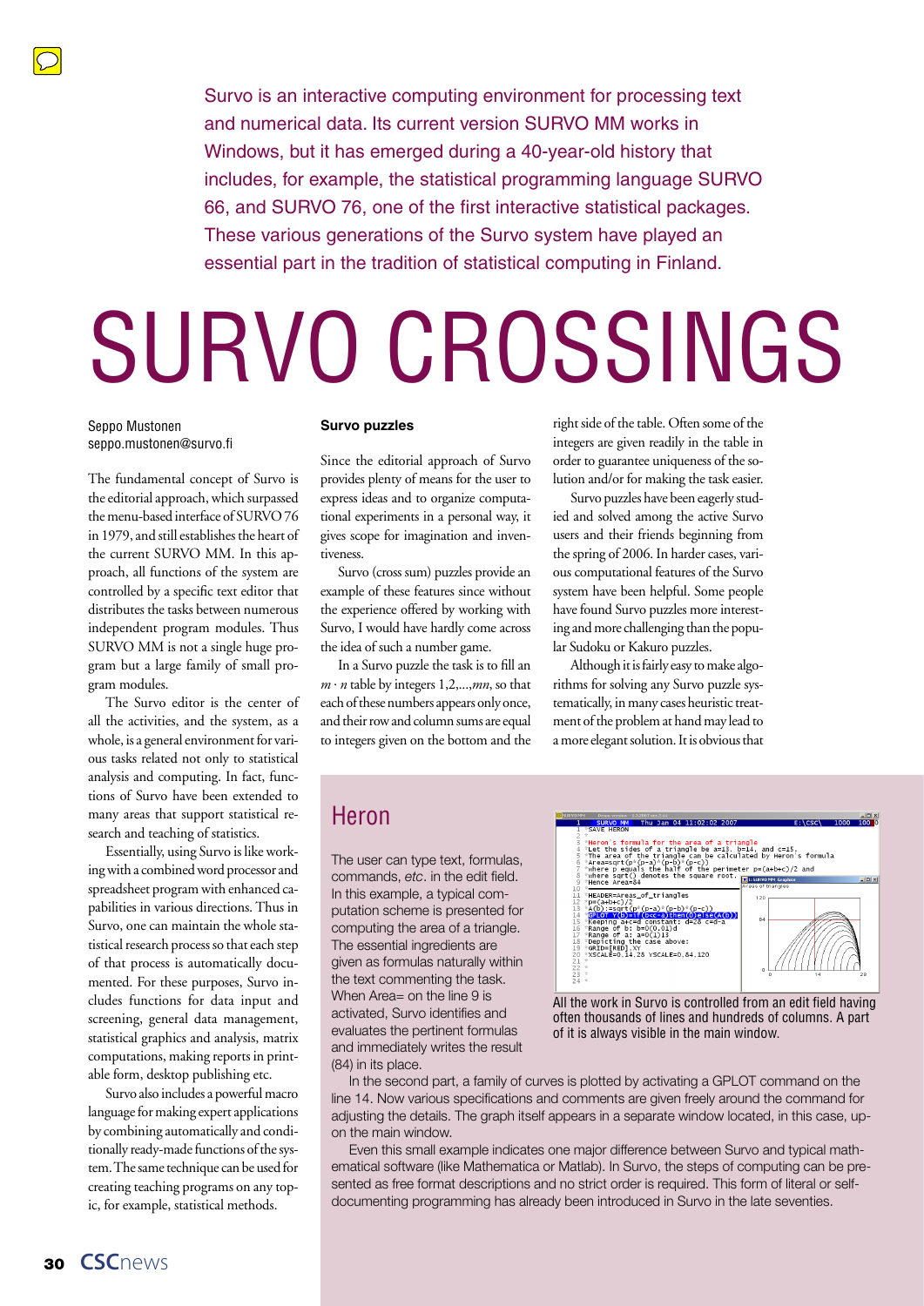Survo is an interactive computing environment for processing text and numerical data. Its current version SURVO MM works in Windows, but it has emerged during a 40-year-old history that includes, for example, the statistical programming language SURVO 66, and SURVO 76, one of the first interactive statistical packages. These various generations of the Survo system have played an essential part in the tradition of statistical computing in Finland.

# SURVO CROSSINGS

Seppo Mustonen
seppo.mustonen@survo.fi

The fundamental concept of Survo is the editorial approach, which surpassed the menu-based interface of SURVO 76 in 1979, and still establishes the heart of the current SURVO MM. In this approach, all functions of the system are controlled by a specific text editor that distributes the tasks between numerous independent program modules. Thus SURVO MM is not a single huge program but a large family of small program modules.

The Survo editor is the center of all the activities, and the system, as a whole, is a general environment for various tasks related not only to statistical analysis and computing. In fact, functions of Survo have been extended to many areas that support statistical research and teaching of statistics.

Essentially, using Survo is like working with a combined word processor and spreadsheet program with enhanced capabilities in various directions. Thus in Survo, one can maintain the whole statistical research process so that each step of that process is automatically documented. For these purposes, Survo includes functions for data input and screening, general data management, statistical graphics and analysis, matrix computations, making reports in printable form, desktop publishing etc.

Survo also includes a powerful macro language for making expert applications by combining automatically and conditionally ready-made functions of the system. The same technique can be used for creating teaching programs on any topic, for example, statistical methods.

### Survo puzzles

Since the editorial approach of Survo provides plenty of means for the user to express ideas and to organize computational experiments in a personal way, it gives scope for imagination and inventiveness.

Survo (cross sum) puzzles provide an example of these features since without the experience offered by working with Survo, I would have hardly come across the idea of such a number game.

In a Survo puzzle the task is to fill an $m \cdot n$ table by integers 1,2,...,$mn$, so that each of these numbers appears only once, and their row and column sums are equal to integers given on the bottom and the right side of the table. Often some of the integers are given readily in the table in order to guarantee uniqueness of the solution and/or for making the task easier.

Survo puzzles have been eagerly studied and solved among the active Survo users and their friends beginning from the spring of 2006. In harder cases, various computational features of the Survo system have been helpful. Some people have found Survo puzzles more interesting and more challenging than the popular Sudoku or Kakuro puzzles.

Although it is fairly easy to make algorithms for solving any Survo puzzle systematically, in many cases heuristic treatment of the problem at hand may lead to a more elegant solution. It is obvious that

## Heron

The user can type text, formulas, commands, *etc*. in the edit field. In this example, a typical computation scheme is presented for computing the area of a triangle. The essential ingredients are given as formulas naturally within the text commenting the task. When Area= on the line 9 is activated, Survo identifies and evaluates the pertinent formulas and immediately writes the result (84) in its place.

All the work in Survo is controlled from an edit field having often thousands of lines and hundreds of columns. A part of it is always visible in the main window.

In the second part, a family of curves is plotted by activating a GPLOT command on the line 14. Now various specifications and comments are given freely around the command for adjusting the details. The graph itself appears in a separate window located, in this case, upon the main window.

Even this small example indicates one major difference between Survo and typical mathematical software (like Mathematica or Matlab). In Survo, the steps of computing can be presented as free format descriptions and no strict order is required. This form of literal or self-documenting programming has already been introduced in Survo in the late seventies.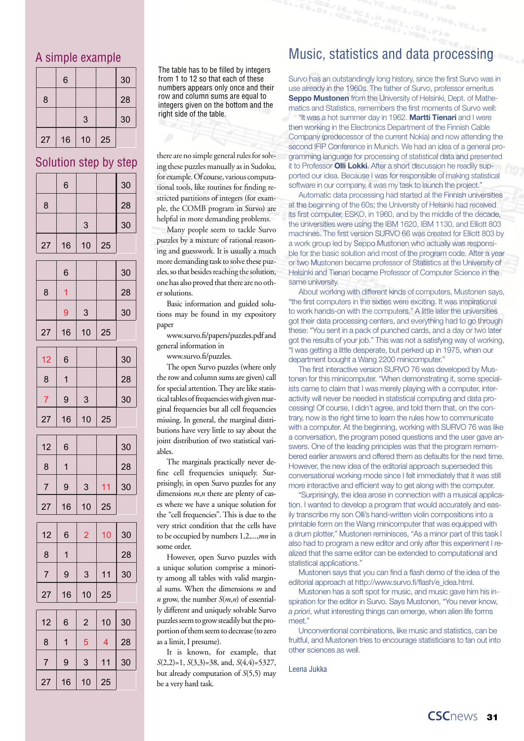## A simple example

|  |  |  |  |  |
|---|---|---|---|---|
|  | 6 |  |  | 30 |
| 8 |  |  |  | 28 |
|  |  | 3 |  | 30 |
| 27 | 16 | 10 | 25 |  |

The table has to be filled by integers from 1 to 12 so that each of these numbers appears only once and their row and column sums are equal to integers given on the bottom and the right side of the table.

## Solution step by step

|  |  |  |  |  |
|---|---|---|---|---|
|  | 6 |  |  | 30 |
| 8 |  |  |  | 28 |
|  |  | 3 |  | 30 |
| 27 | 16 | 10 | 25 |  |

|  |  |  |  |  |
|---|---|---|---|---|
|  | 6 |  |  | 30 |
| 8 | 1 |  |  | 28 |
|  | 9 | 3 |  | 30 |
| 27 | 16 | 10 | 25 |  |

|  |  |  |  |  |
|---|---|---|---|---|
| 12 | 6 |  |  | 30 |
| 8 | 1 |  |  | 28 |
| 7 | 9 | 3 |  | 30 |
| 27 | 16 | 10 | 25 |  |

|  |  |  |  |  |
|---|---|---|---|---|
| 12 | 6 |  |  | 30 |
| 8 | 1 |  |  | 28 |
| 7 | 9 | 3 | 11 | 30 |
| 27 | 16 | 10 | 25 |  |

|  |  |  |  |  |
|---|---|---|---|---|
| 12 | 6 | 2 | 10 | 30 |
| 8 | 1 |  |  | 28 |
| 7 | 9 | 3 | 11 | 30 |
| 27 | 16 | 10 | 25 |  |

|  |  |  |  |  |
|---|---|---|---|---|
| 12 | 6 | 2 | 10 | 30 |
| 8 | 1 | 5 | 4 | 28 |
| 7 | 9 | 3 | 11 | 30 |
| 27 | 16 | 10 | 25 |  |

there are no simple general rules for solving these puzzles manually as in Sudoku, for example. Of course, various computational tools, like routines for finding restricted partitions of integers (for example, the COMB program in Survo) are helpful in more demanding problems.

Many people seem to tackle Survo puzzles by a mixture of rational reasoning and guesswork. It is usually a much more demanding task to solve these puzzles, so that besides reaching the solution, one has also proved that there are no other solutions.

Basic information and guided solutions may be found in my expository paper

www.survo.fi/papers/puzzles.pdf and general information in

www.survo.fi/puzzles.

The open Survo puzzles (where only the row and column sums are given) call for special attention. They are like statistical tables of frequencies with given marginal frequencies but all cell frequencies missing. In general, the marginal distributions have very little to say about the joint distribution of two statistical variables.

The marginals practically never define cell frequencies uniquely. Surprisingly, in open Survo puzzles for any dimensions *m,n* there are plenty of cases where we have a unique solution for the "cell frequencies". This is due to the very strict condition that the cells have to be occupied by numbers 1,2,...,*mn* in some order.

However, open Survo puzzles with a unique solution comprise a minority among all tables with valid marginal sums. When the dimensions *m* and *n* grow, the number $S(m,n)$ of essentially different and uniquely solvable Survo puzzles seem to grow steadily but the proportion of them seem to decrease (to zero as a limit, I presume).

It is known, for example, that $S(2,2)=1$, $S(3,3)=38$, and, $S(4,4)=5327$, but already computation of $S(5,5)$ may be a very hard task.

# Music, statistics and data processing

Survo has an outstandingly long history, since the first Survo was in use already in the 1960s. The father of Survo, professor emeritus **Seppo Mustonen** from the University of Helsinki, Dept. of Mathematics and Statistics, remembers the first moments of Survo well:

"It was a hot summer day in 1962. **Martti Tienari** and I were then working in the Electronics Department of the Finnish Cable Company (predecessor of the current Nokia) and now attending the second IFIP Conference in Munich. We had an idea of a general programming language for processing of statistical data and presented it to Professor **Olli Lokki**. After a short discussion he readily supported our idea. Because I was for responsible of making statistical software in our company, it was my task to launch the project."

Automatic data processing had started at the Finnish universities at the beginning of the 60s; the University of Helsinki had received its first computer, ESKO, in 1960, and by the middle of the decade, the universities were using the IBM 1620, IBM 1130, and Elliott 803 machines. The first version SURVO 66 was created for Elliott 803 by a work group led by Seppo Mustonen who actually was responsible for the basic solution and most of the program code. After a year or two Mustonen became professor of Statistics at the University of Helsinki and Tienari became Professor of Computer Science in the same university.

About working with different kinds of computers, Mustonen says, "the first computers in the sixties were exciting. It was inspirational to work hands-on with the computers." A little later the universities got their data processing centers, and everything had to go through these: "You sent in a pack of punched cards, and a day or two later got the results of your job." This was not a satisfying way of working, "I was getting a little desperate, but perked up in 1975, when our department bought a Wang 2200 minicomputer."

The first interactive version SURVO 76 was developed by Mustonen for this minicomputer. "When demonstrating it, some specialists came to claim that I was merely playing with a computer, interactivity will never be needed in statistical computing and data processing! Of course, I didn't agree, and told them that, on the contrary, now is the right time to learn the rules how to communicate with a computer. At the beginning, working with SURVO 76 was like a conversation, the program posed questions and the user gave answers. One of the leading principles was that the program remembered earlier answers and offered them as defaults for the next time. However, the new idea of the editorial approach superseded this conversational working mode since I felt immediately that it was still more interactive and efficient way to get along with the computer.

"Surprisingly, the idea arose in connection with a musical application. I wanted to develop a program that would accurately and easily transcribe my son Olli's hand-written violin compositions into a printable form on the Wang minicomputer that was equipped with a drum plotter," Mustonen reminisces, "As a minor part of this task I also had to program a new editor and only after this experiment I realized that the same editor can be extended to computational and statistical applications."

Mustonen says that you can find a flash demo of the idea of the editorial approach at http://www.survo.fi/flash/e_idea.html.

Mustonen has a soft spot for music, and music gave him his inspiration for the editor in Survo. Says Mustonen, "You never know, *a priori*, what interesting things can emerge, when alien life forms meet."

Unconventional combinations, like music and statistics, can be fruitful, and Mustonen tries to encourage statisticians to fan out into other sciences as well.

Leena Jukka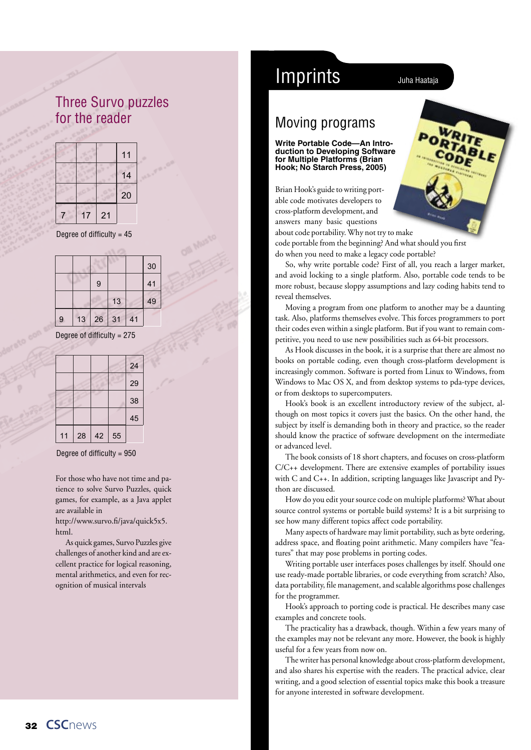## Three Survo puzzles for the reader

| | | | |
|---|---|---|---|
| | | | 11 |
| | | | 14 |
| | | | 20 |
| 7 | 17 | 21 | |

Degree of difficulty = 45

| | | | | | |
|---|---|---|---|---|---|
| | | | | | 30 |
| | | 9 | | | 41 |
| | | | 13 | | 49 |
| 9 | 13 | 26 | 31 | 41 | |

Degree of difficulty = 275

| | | | | |
|---|---|---|---|---|
| | | | | 24 |
| | | | | 29 |
| | | | | 38 |
| | | | | 45 |
| 11 | 28 | 42 | 55 | |

Degree of difficulty = 950

For those who have not time and patience to solve Survo Puzzles, quick games, for example, as a Java applet are available in http://www.survo.fi/java/quick5x5.html.

As quick games, Survo Puzzles give challenges of another kind and are excellent practice for logical reasoning, mental arithmetics, and even for recognition of musical intervals

# Imprints

Juha Haataja

## Moving programs

**Write Portable Code—An Introduction to Developing Software for Multiple Platforms (Brian Hook; No Starch Press, 2005)**

Brian Hook's guide to writing portable code motivates developers to cross-platform development, and answers many basic questions about code portability. Why not try to make code portable from the beginning? And what should you first do when you need to make a legacy code portable?

So, why write portable code? First of all, you reach a larger market, and avoid locking to a single platform. Also, portable code tends to be more robust, because sloppy assumptions and lazy coding habits tend to reveal themselves.

Moving a program from one platform to another may be a daunting task. Also, platforms themselves evolve. This forces programmers to port their codes even within a single platform. But if you want to remain competitive, you need to use new possibilities such as 64-bit processors.

As Hook discusses in the book, it is a surprise that there are almost no books on portable coding, even though cross-platform development is increasingly common. Software is ported from Linux to Windows, from Windows to Mac OS X, and from desktop systems to pda-type devices, or from desktops to supercomputers.

Hook's book is an excellent introductory review of the subject, although on most topics it covers just the basics. On the other hand, the subject by itself is demanding both in theory and practice, so the reader should know the practice of software development on the intermediate or advanced level.

The book consists of 18 short chapters, and focuses on cross-platform C/C++ development. There are extensive examples of portability issues with C and C++. In addition, scripting languages like Javascript and Python are discussed.

How do you edit your source code on multiple platforms? What about source control systems or portable build systems? It is a bit surprising to see how many different topics affect code portability.

Many aspects of hardware may limit portability, such as byte ordering, address space, and floating point arithmetic. Many compilers have "features" that may pose problems in porting codes.

Writing portable user interfaces poses challenges by itself. Should one use ready-made portable libraries, or code everything from scratch? Also, data portability, file management, and scalable algorithms pose challenges for the programmer.

Hook's approach to porting code is practical. He describes many case examples and concrete tools.

The practicality has a drawback, though. Within a few years many of the examples may not be relevant any more. However, the book is highly useful for a few years from now on.

The writer has personal knowledge about cross-platform development, and also shares his expertise with the readers. The practical advice, clear writing, and a good selection of essential topics make this book a treasure for anyone interested in software development.